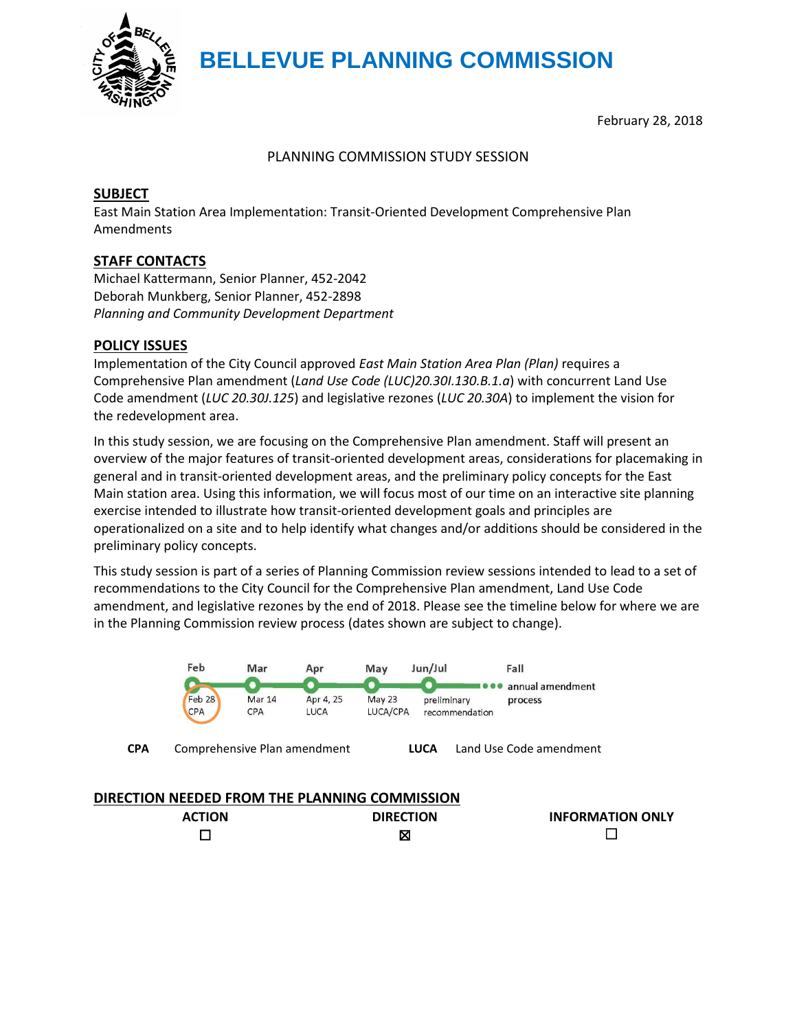# BELLEVUE PLANNING COMMISSION

February 28, 2018

PLANNING COMMISSION STUDY SESSION

## SUBJECT

East Main Station Area Implementation: Transit-Oriented Development Comprehensive Plan Amendments

## STAFF CONTACTS

Michael Kattermann, Senior Planner, 452-2042
Deborah Munkberg, Senior Planner, 452-2898
*Planning and Community Development Department*

## POLICY ISSUES

Implementation of the City Council approved *East Main Station Area Plan (Plan)* requires a Comprehensive Plan amendment (*Land Use Code (LUC)20.30I.130.B.1.a*) with concurrent Land Use Code amendment (*LUC 20.30J.125*) and legislative rezones (*LUC 20.30A*) to implement the vision for the redevelopment area.

In this study session, we are focusing on the Comprehensive Plan amendment. Staff will present an overview of the major features of transit-oriented development areas, considerations for placemaking in general and in transit-oriented development areas, and the preliminary policy concepts for the East Main station area. Using this information, we will focus most of our time on an interactive site planning exercise intended to illustrate how transit-oriented development goals and principles are operationalized on a site and to help identify what changes and/or additions should be considered in the preliminary policy concepts.

This study session is part of a series of Planning Commission review sessions intended to lead to a set of recommendations to the City Council for the Comprehensive Plan amendment, Land Use Code amendment, and legislative rezones by the end of 2018. Please see the timeline below for where we are in the Planning Commission review process (dates shown are subject to change).

| Feb | Mar | Apr | May | Jun/Jul | Fall |
|---|---|---|---|---|---|
| Feb 28 CPA | Mar 14 CPA | Apr 4, 25 LUCA | May 23 LUCA/CPA | preliminary recommendation | annual amendment process |

**CPA** Comprehensive Plan amendment **LUCA** Land Use Code amendment

## DIRECTION NEEDED FROM THE PLANNING COMMISSION

| ACTION | DIRECTION | INFORMATION ONLY |
|---|---|---|
| ☐ | ☒ | ☐ |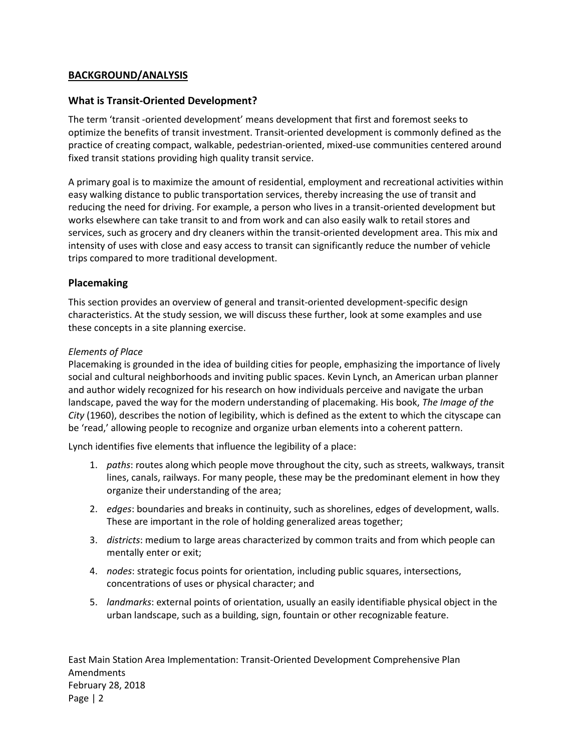## BACKGROUND/ANALYSIS

### What is Transit-Oriented Development?

The term 'transit -oriented development' means development that first and foremost seeks to optimize the benefits of transit investment. Transit-oriented development is commonly defined as the practice of creating compact, walkable, pedestrian-oriented, mixed-use communities centered around fixed transit stations providing high quality transit service.

A primary goal is to maximize the amount of residential, employment and recreational activities within easy walking distance to public transportation services, thereby increasing the use of transit and reducing the need for driving. For example, a person who lives in a transit-oriented development but works elsewhere can take transit to and from work and can also easily walk to retail stores and services, such as grocery and dry cleaners within the transit-oriented development area. This mix and intensity of uses with close and easy access to transit can significantly reduce the number of vehicle trips compared to more traditional development.

### Placemaking

This section provides an overview of general and transit-oriented development-specific design characteristics. At the study session, we will discuss these further, look at some examples and use these concepts in a site planning exercise.

*Elements of Place*

Placemaking is grounded in the idea of building cities for people, emphasizing the importance of lively social and cultural neighborhoods and inviting public spaces. Kevin Lynch, an American urban planner and author widely recognized for his research on how individuals perceive and navigate the urban landscape, paved the way for the modern understanding of placemaking. His book, *The Image of the City* (1960), describes the notion of legibility, which is defined as the extent to which the cityscape can be 'read,' allowing people to recognize and organize urban elements into a coherent pattern.

Lynch identifies five elements that influence the legibility of a place:

1. *paths*: routes along which people move throughout the city, such as streets, walkways, transit lines, canals, railways. For many people, these may be the predominant element in how they organize their understanding of the area;
2. *edges*: boundaries and breaks in continuity, such as shorelines, edges of development, walls. These are important in the role of holding generalized areas together;
3. *districts*: medium to large areas characterized by common traits and from which people can mentally enter or exit;
4. *nodes*: strategic focus points for orientation, including public squares, intersections, concentrations of uses or physical character; and
5. *landmarks*: external points of orientation, usually an easily identifiable physical object in the urban landscape, such as a building, sign, fountain or other recognizable feature.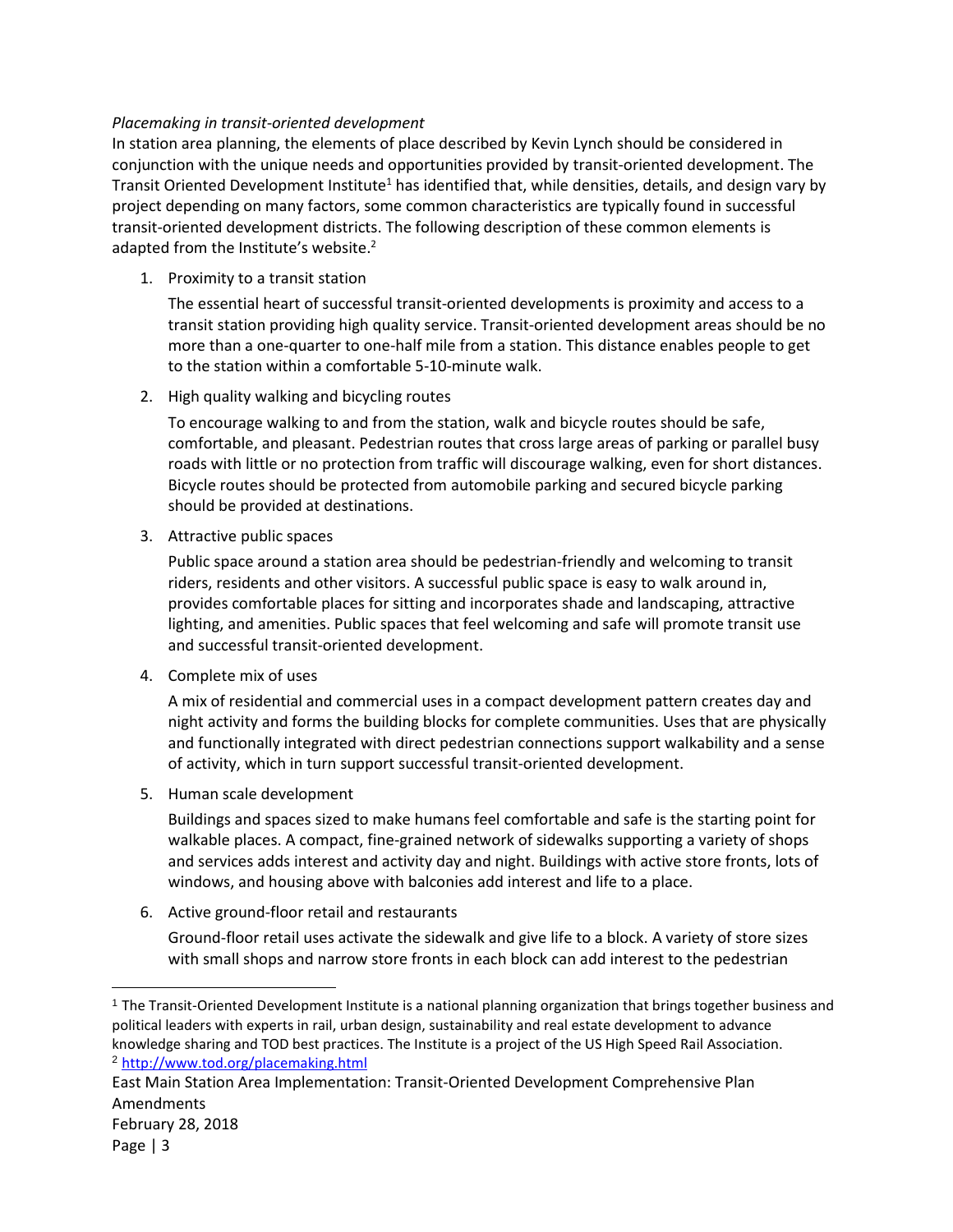*Placemaking in transit-oriented development*

In station area planning, the elements of place described by Kevin Lynch should be considered in conjunction with the unique needs and opportunities provided by transit-oriented development. The Transit Oriented Development Institute[1] has identified that, while densities, details, and design vary by project depending on many factors, some common characteristics are typically found in successful transit-oriented development districts. The following description of these common elements is adapted from the Institute's website.[2]

1. Proximity to a transit station

   The essential heart of successful transit-oriented developments is proximity and access to a transit station providing high quality service. Transit-oriented development areas should be no more than a one-quarter to one-half mile from a station. This distance enables people to get to the station within a comfortable 5-10-minute walk.

2. High quality walking and bicycling routes

   To encourage walking to and from the station, walk and bicycle routes should be safe, comfortable, and pleasant. Pedestrian routes that cross large areas of parking or parallel busy roads with little or no protection from traffic will discourage walking, even for short distances. Bicycle routes should be protected from automobile parking and secured bicycle parking should be provided at destinations.

3. Attractive public spaces

   Public space around a station area should be pedestrian-friendly and welcoming to transit riders, residents and other visitors. A successful public space is easy to walk around in, provides comfortable places for sitting and incorporates shade and landscaping, attractive lighting, and amenities. Public spaces that feel welcoming and safe will promote transit use and successful transit-oriented development.

4. Complete mix of uses

   A mix of residential and commercial uses in a compact development pattern creates day and night activity and forms the building blocks for complete communities. Uses that are physically and functionally integrated with direct pedestrian connections support walkability and a sense of activity, which in turn support successful transit-oriented development.

5. Human scale development

   Buildings and spaces sized to make humans feel comfortable and safe is the starting point for walkable places. A compact, fine-grained network of sidewalks supporting a variety of shops and services adds interest and activity day and night. Buildings with active store fronts, lots of windows, and housing above with balconies add interest and life to a place.

6. Active ground-floor retail and restaurants

   Ground-floor retail uses activate the sidewalk and give life to a block. A variety of store sizes with small shops and narrow store fronts in each block can add interest to the pedestrian

---

[1] The Transit-Oriented Development Institute is a national planning organization that brings together business and political leaders with experts in rail, urban design, sustainability and real estate development to advance knowledge sharing and TOD best practices. The Institute is a project of the US High Speed Rail Association.

[2] http://www.tod.org/placemaking.html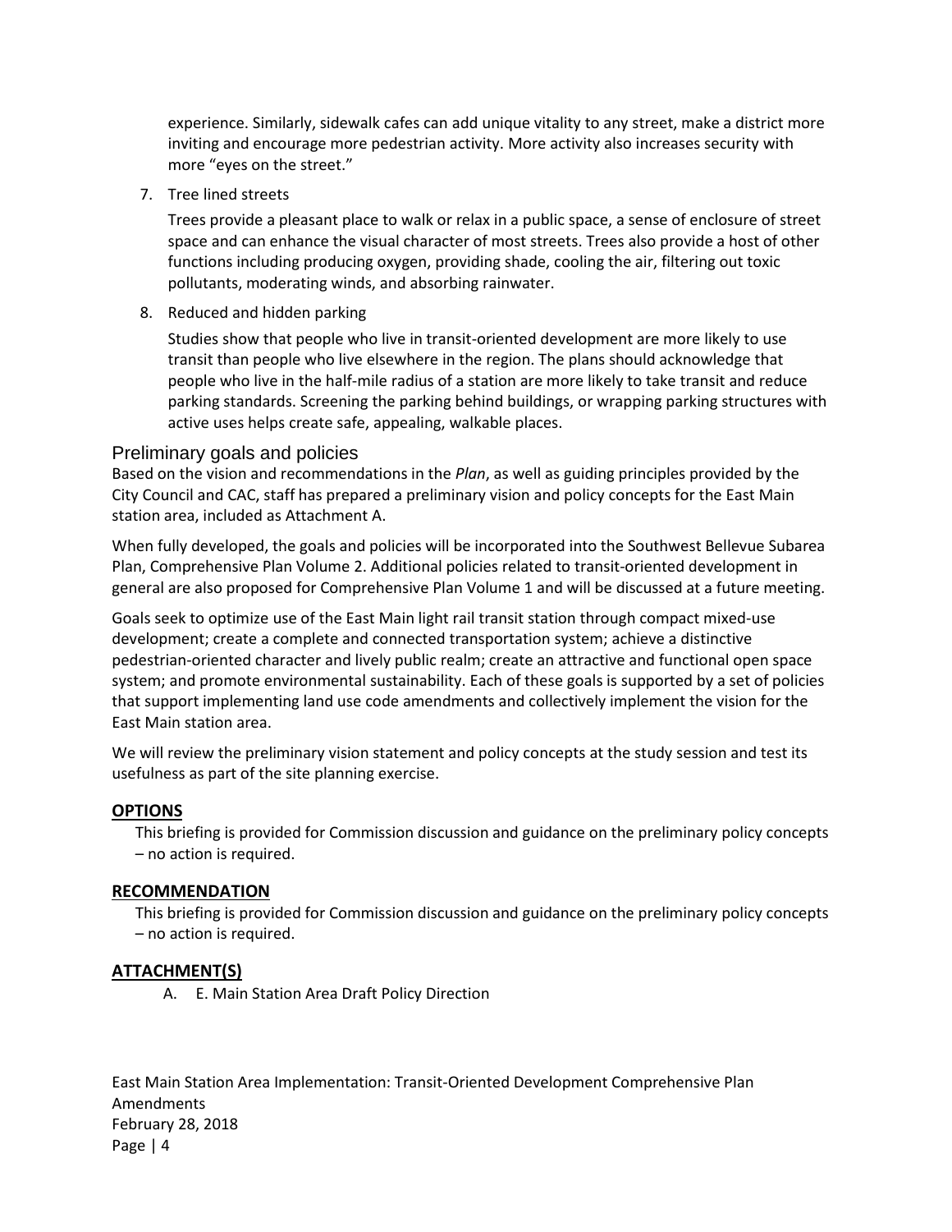experience. Similarly, sidewalk cafes can add unique vitality to any street, make a district more inviting and encourage more pedestrian activity. More activity also increases security with more "eyes on the street."

7. Tree lined streets

   Trees provide a pleasant place to walk or relax in a public space, a sense of enclosure of street space and can enhance the visual character of most streets. Trees also provide a host of other functions including producing oxygen, providing shade, cooling the air, filtering out toxic pollutants, moderating winds, and absorbing rainwater.

8. Reduced and hidden parking

   Studies show that people who live in transit-oriented development are more likely to use transit than people who live elsewhere in the region. The plans should acknowledge that people who live in the half-mile radius of a station are more likely to take transit and reduce parking standards. Screening the parking behind buildings, or wrapping parking structures with active uses helps create safe, appealing, walkable places.

## Preliminary goals and policies

Based on the vision and recommendations in the *Plan*, as well as guiding principles provided by the City Council and CAC, staff has prepared a preliminary vision and policy concepts for the East Main station area, included as Attachment A.

When fully developed, the goals and policies will be incorporated into the Southwest Bellevue Subarea Plan, Comprehensive Plan Volume 2. Additional policies related to transit-oriented development in general are also proposed for Comprehensive Plan Volume 1 and will be discussed at a future meeting.

Goals seek to optimize use of the East Main light rail transit station through compact mixed-use development; create a complete and connected transportation system; achieve a distinctive pedestrian-oriented character and lively public realm; create an attractive and functional open space system; and promote environmental sustainability. Each of these goals is supported by a set of policies that support implementing land use code amendments and collectively implement the vision for the East Main station area.

We will review the preliminary vision statement and policy concepts at the study session and test its usefulness as part of the site planning exercise.

## OPTIONS

This briefing is provided for Commission discussion and guidance on the preliminary policy concepts – no action is required.

## RECOMMENDATION

This briefing is provided for Commission discussion and guidance on the preliminary policy concepts – no action is required.

## ATTACHMENT(S)

A. E. Main Station Area Draft Policy Direction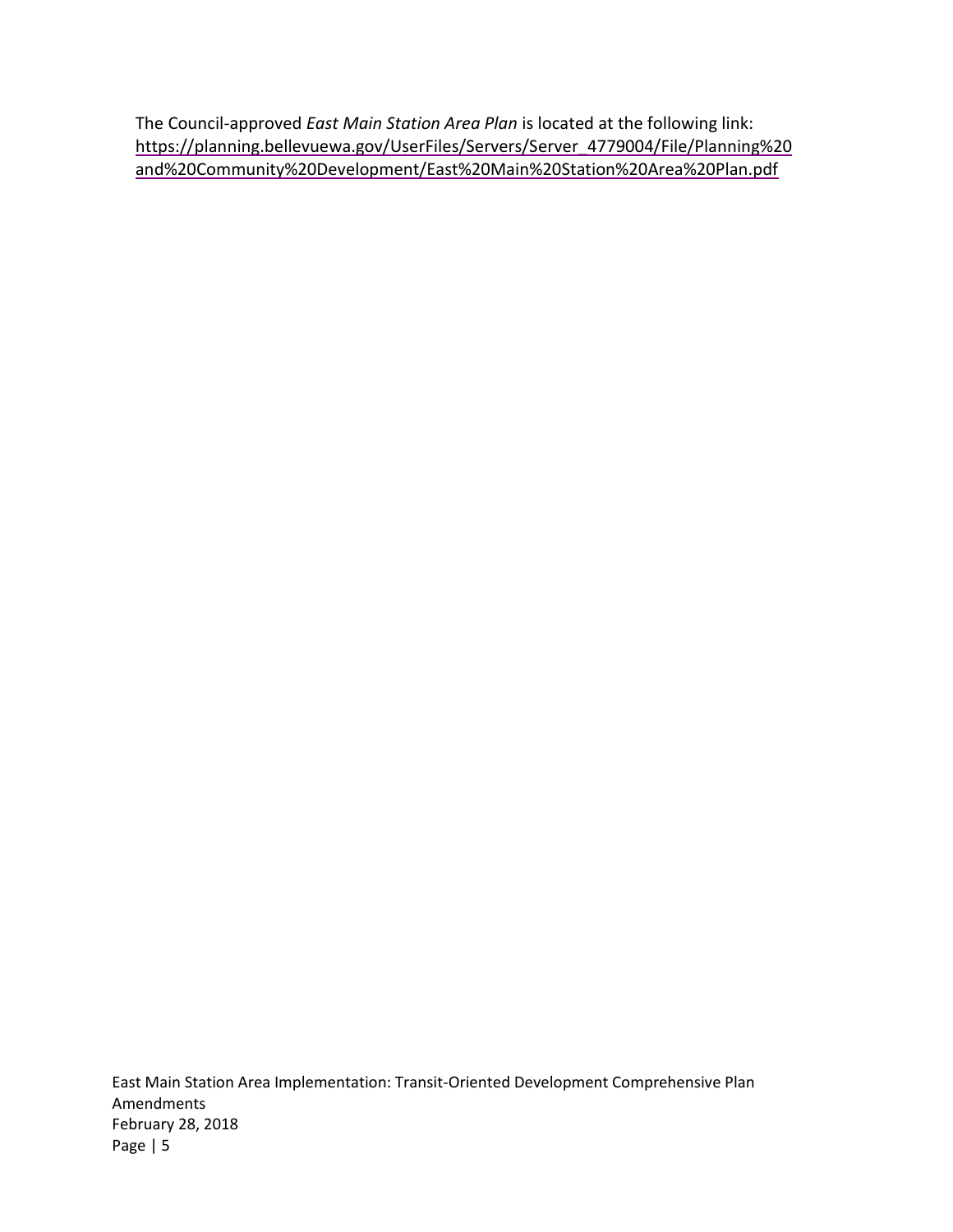The Council-approved *East Main Station Area Plan* is located at the following link: https://planning.bellevuewa.gov/UserFiles/Servers/Server_4779004/File/Planning%20and%20Community%20Development/East%20Main%20Station%20Area%20Plan.pdf